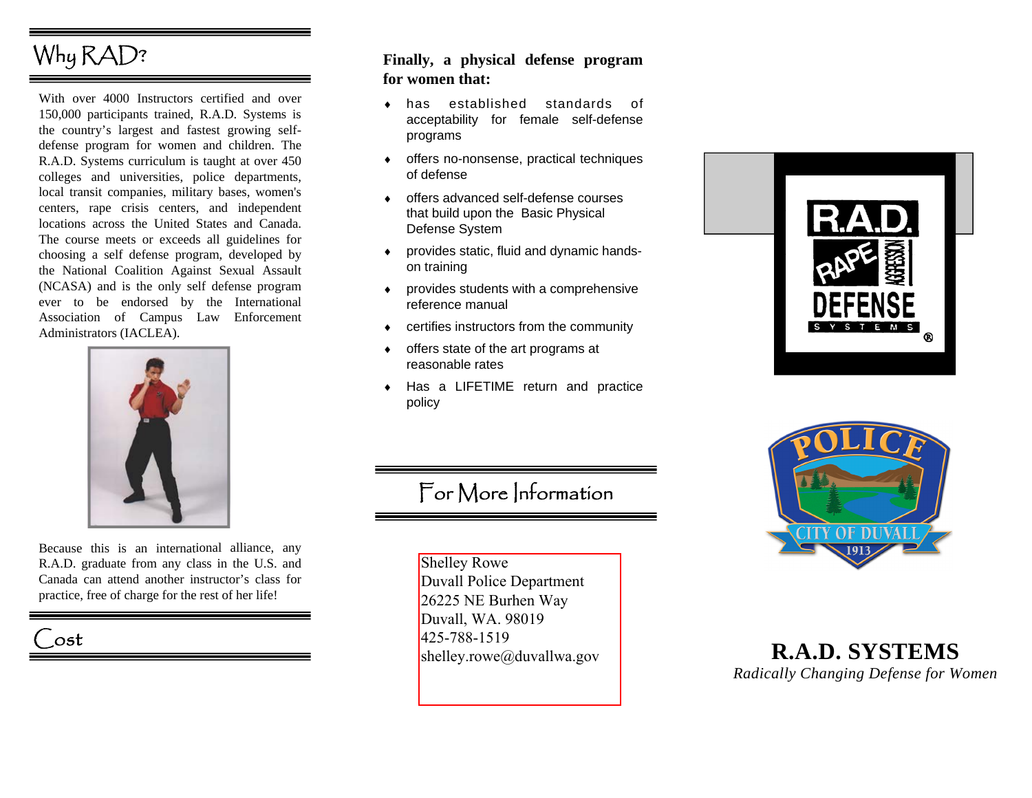## Why RAD?

With over 4000 Instructors certified and over 150,000 participants trained, R.A.D. Systems is the country's largest and fastest growing self-defense program for women and children. The R.A.D. Systems curriculum is taught at over 450 colleges and universities, police departments, local transit companies, military bases, women's centers, rape crisis centers, and independent locations across the United States and Canada. The course meets or exceeds all guidelines for choosing a self defense program, developed by the National Coalition Against Sexual Assault (NCASA) and is the only self defense program ever to be endorsed by the International Association of Campus Law Enforcement Administrators (IACLEA).

Because this is an international alliance, any R.A.D. graduate from any class in the U.S. and Canada can attend another instructor's class for practice, free of charge for the rest of her life!

## Cost

**Finally, a physical defense program for women that:**

- has established standards of acceptability for female self-defense programs
- offers no-nonsense, practical techniques of defense
- offers advanced self-defense courses that build upon the Basic Physical Defense System
- provides static, fluid and dynamic hands-on training
- provides students with a comprehensive reference manual
- certifies instructors from the community
- offers state of the art programs at reasonable rates
- Has a LIFETIME return and practice policy

## For More Information

Shelley Rowe
Duvall Police Department
26225 NE Burhen Way
Duvall, WA. 98019
425-788-1519
shelley.rowe@duvallwa.gov

R.A.D. RAPE AGGRESSION DEFENSE SYSTEMS ®

POLICE
CITY OF DUVALL
1913

# R.A.D. SYSTEMS

*Radically Changing Defense for Women*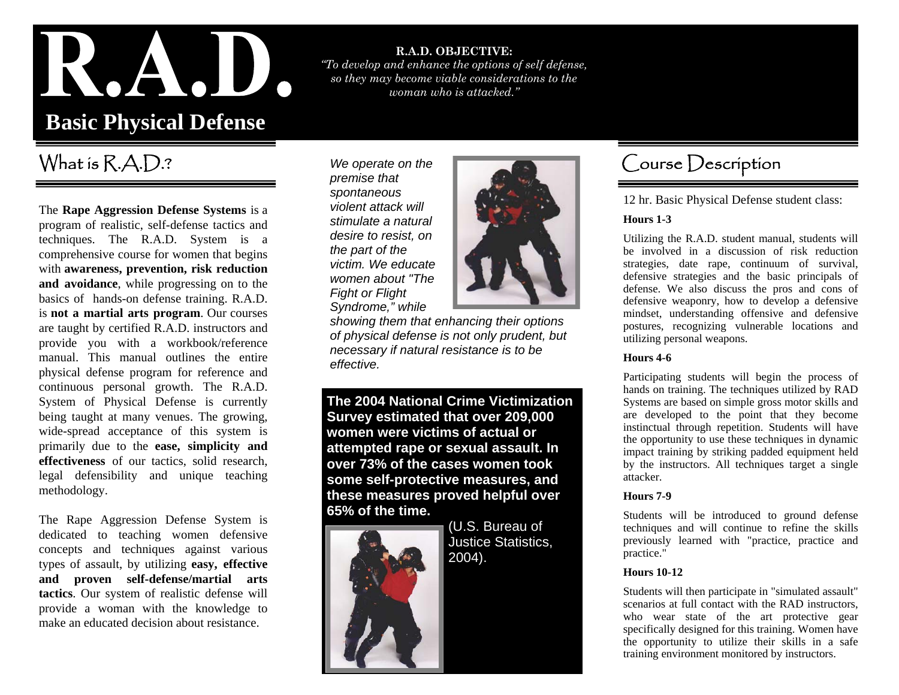# R.A.D.

## Basic Physical Defense

**R.A.D. OBJECTIVE:**

*"To develop and enhance the options of self defense, so they may become viable considerations to the woman who is attacked."*

## What is R.A.D.?

The **Rape Aggression Defense Systems** is a program of realistic, self-defense tactics and techniques. The R.A.D. System is a comprehensive course for women that begins with **awareness, prevention, risk reduction and avoidance**, while progressing on to the basics of hands-on defense training. R.A.D. is **not a martial arts program**. Our courses are taught by certified R.A.D. instructors and provide you with a workbook/reference manual. This manual outlines the entire physical defense program for reference and continuous personal growth. The R.A.D. System of Physical Defense is currently being taught at many venues. The growing, wide-spread acceptance of this system is primarily due to the **ease, simplicity and effectiveness** of our tactics, solid research, legal defensibility and unique teaching methodology.

The Rape Aggression Defense System is dedicated to teaching women defensive concepts and techniques against various types of assault, by utilizing **easy, effective and proven self-defense/martial arts tactics**. Our system of realistic defense will provide a woman with the knowledge to make an educated decision about resistance.

*We operate on the premise that spontaneous violent attack will stimulate a natural desire to resist, on the part of the victim. We educate women about "The Fight or Flight Syndrome," while showing them that enhancing their options of physical defense is not only prudent, but necessary if natural resistance is to be effective.*

**The 2004 National Crime Victimization Survey estimated that over 209,000 women were victims of actual or attempted rape or sexual assault. In over 73% of the cases women took some self-protective measures, and these measures proved helpful over 65% of the time.**

(U.S. Bureau of Justice Statistics, 2004).

## Course Description

12 hr. Basic Physical Defense student class:

**Hours 1-3**

Utilizing the R.A.D. student manual, students will be involved in a discussion of risk reduction strategies, date rape, continuum of survival, defensive strategies and the basic principals of defense. We also discuss the pros and cons of defensive weaponry, how to develop a defensive mindset, understanding offensive and defensive postures, recognizing vulnerable locations and utilizing personal weapons.

**Hours 4-6**

Participating students will begin the process of hands on training. The techniques utilized by RAD Systems are based on simple gross motor skills and are developed to the point that they become instinctual through repetition. Students will have the opportunity to use these techniques in dynamic impact training by striking padded equipment held by the instructors. All techniques target a single attacker.

**Hours 7-9**

Students will be introduced to ground defense techniques and will continue to refine the skills previously learned with "practice, practice and practice."

**Hours 10-12**

Students will then participate in "simulated assault" scenarios at full contact with the RAD instructors, who wear state of the art protective gear specifically designed for this training. Women have the opportunity to utilize their skills in a safe training environment monitored by instructors.